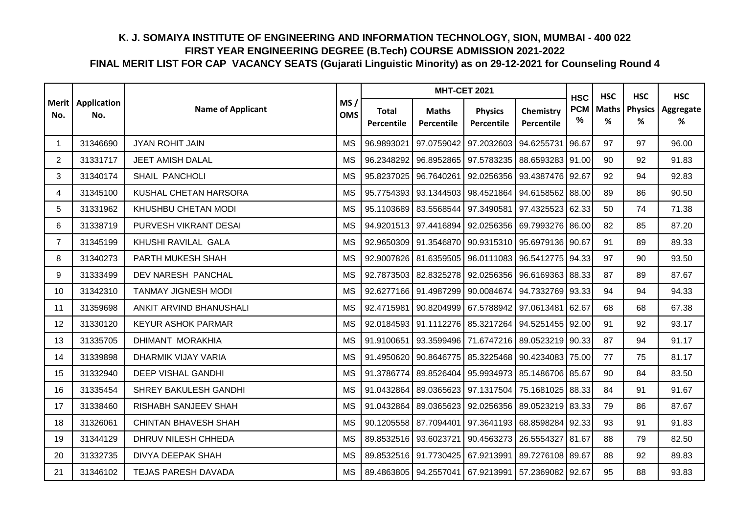# K. J. SOMAIYA INSTITUTE OF ENGINEERING AND INFORMATION TECHNOLOGY, SION, MUMBAI - 400 022

## FIRST YEAR ENGINEERING DEGREE (B.Tech) COURSE ADMISSION 2021-2022

## FINAL MERIT LIST FOR CAP VACANCY SEATS (Gujarati Linguistic Minority) as on 29-12-2021 for Counseling Round 4

| Merit No. | Application No. | Name of Applicant | MS / OMS | MHT-CET 2021 | | | | HSC PCM % | HSC Maths % | HSC Physics % | HSC Aggregate % |
|---|---|---|---|---|---|---|---|---|---|---|---|
| | | | | Total Percentile | Maths Percentile | Physics Percentile | Chemistry Percentile | | | | |
| 1 | 31346690 | JYAN ROHIT JAIN | MS | 96.9893021 | 97.0759042 | 97.2032603 | 94.6255731 | 96.67 | 97 | 97 | 96.00 |
| 2 | 31331717 | JEET AMISH DALAL | MS | 96.2348292 | 96.8952865 | 97.5783235 | 88.6593283 | 91.00 | 90 | 92 | 91.83 |
| 3 | 31340174 | SHAIL PANCHOLI | MS | 95.8237025 | 96.7640261 | 92.0256356 | 93.4387476 | 92.67 | 92 | 94 | 92.83 |
| 4 | 31345100 | KUSHAL CHETAN HARSORA | MS | 95.7754393 | 93.1344503 | 98.4521864 | 94.6158562 | 88.00 | 89 | 86 | 90.50 |
| 5 | 31331962 | KHUSHBU CHETAN MODI | MS | 95.1103689 | 83.5568544 | 97.3490581 | 97.4325523 | 62.33 | 50 | 74 | 71.38 |
| 6 | 31338719 | PURVESH VIKRANT DESAI | MS | 94.9201513 | 97.4416894 | 92.0256356 | 69.7993276 | 86.00 | 82 | 85 | 87.20 |
| 7 | 31345199 | KHUSHI RAVILAL GALA | MS | 92.9650309 | 91.3546870 | 90.9315310 | 95.6979136 | 90.67 | 91 | 89 | 89.33 |
| 8 | 31340273 | PARTH MUKESH SHAH | MS | 92.9007826 | 81.6359505 | 96.0111083 | 96.5412775 | 94.33 | 97 | 90 | 93.50 |
| 9 | 31333499 | DEV NARESH PANCHAL | MS | 92.7873503 | 82.8325278 | 92.0256356 | 96.6169363 | 88.33 | 87 | 89 | 87.67 |
| 10 | 31342310 | TANMAY JIGNESH MODI | MS | 92.6277166 | 91.4987299 | 90.0084674 | 94.7332769 | 93.33 | 94 | 94 | 94.33 |
| 11 | 31359698 | ANKIT ARVIND BHANUSHALI | MS | 92.4715981 | 90.8204999 | 67.5788942 | 97.0613481 | 62.67 | 68 | 68 | 67.38 |
| 12 | 31330120 | KEYUR ASHOK PARMAR | MS | 92.0184593 | 91.1112276 | 85.3217264 | 94.5251455 | 92.00 | 91 | 92 | 93.17 |
| 13 | 31335705 | DHIMANT MORAKHIA | MS | 91.9100651 | 93.3599496 | 71.6747216 | 89.0523219 | 90.33 | 87 | 94 | 91.17 |
| 14 | 31339898 | DHARMIK VIJAY VARIA | MS | 91.4950620 | 90.8646775 | 85.3225468 | 90.4234083 | 75.00 | 77 | 75 | 81.17 |
| 15 | 31332940 | DEEP VISHAL GANDHI | MS | 91.3786774 | 89.8526404 | 95.9934973 | 85.1486706 | 85.67 | 90 | 84 | 83.50 |
| 16 | 31335454 | SHREY BAKULESH GANDHI | MS | 91.0432864 | 89.0365623 | 97.1317504 | 75.1681025 | 88.33 | 84 | 91 | 91.67 |
| 17 | 31338460 | RISHABH SANJEEV SHAH | MS | 91.0432864 | 89.0365623 | 92.0256356 | 89.0523219 | 83.33 | 79 | 86 | 87.67 |
| 18 | 31326061 | CHINTAN BHAVESH SHAH | MS | 90.1205558 | 87.7094401 | 97.3641193 | 68.8598284 | 92.33 | 93 | 91 | 91.83 |
| 19 | 31344129 | DHRUV NILESH CHHEDA | MS | 89.8532516 | 93.6023721 | 90.4563273 | 26.5554327 | 81.67 | 88 | 79 | 82.50 |
| 20 | 31332735 | DIVYA DEEPAK SHAH | MS | 89.8532516 | 91.7730425 | 67.9213991 | 89.7276108 | 89.67 | 88 | 92 | 89.83 |
| 21 | 31346102 | TEJAS PARESH DAVADA | MS | 89.4863805 | 94.2557041 | 67.9213991 | 57.2369082 | 92.67 | 95 | 88 | 93.83 |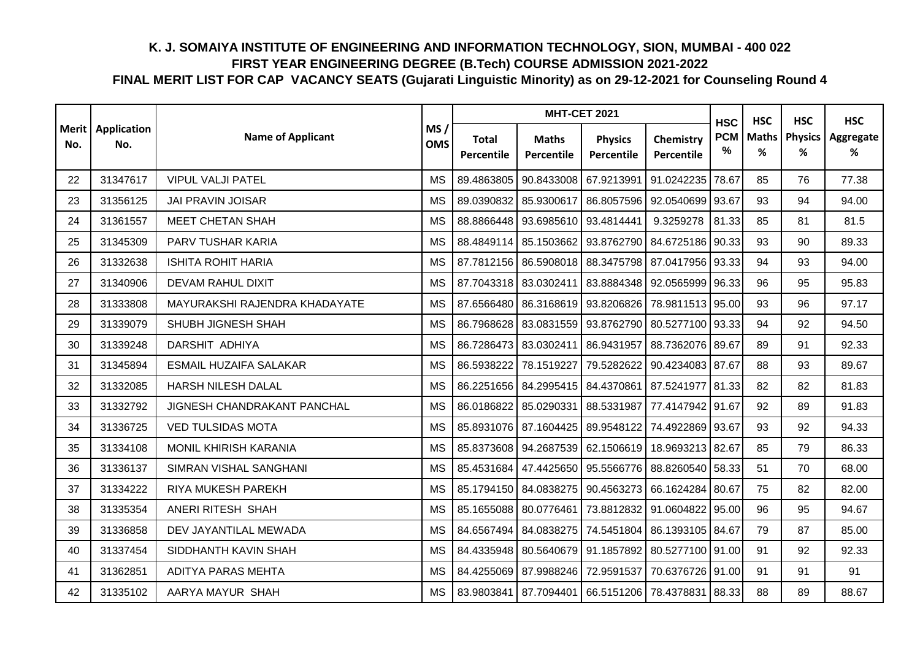# K. J. SOMAIYA INSTITUTE OF ENGINEERING AND INFORMATION TECHNOLOGY, SION, MUMBAI - 400 022

## FIRST YEAR ENGINEERING DEGREE (B.Tech) COURSE ADMISSION 2021-2022

## FINAL MERIT LIST FOR CAP VACANCY SEATS (Gujarati Linguistic Minority) as on 29-12-2021 for Counseling Round 4

| Merit No. | Application No. | Name of Applicant | MS / OMS | MHT-CET 2021 | | | | HSC PCM % | HSC Maths % | HSC Physics % | HSC Aggregate % |
|---|---|---|---|---|---|---|---|---|---|---|---|
| | | | | Total Percentile | Maths Percentile | Physics Percentile | Chemistry Percentile | | | | |
| 22 | 31347617 | VIPUL VALJI PATEL | MS | 89.4863805 | 90.8433008 | 67.9213991 | 91.0242235 | 78.67 | 85 | 76 | 77.38 |
| 23 | 31356125 | JAI PRAVIN JOISAR | MS | 89.0390832 | 85.9300617 | 86.8057596 | 92.0540699 | 93.67 | 93 | 94 | 94.00 |
| 24 | 31361557 | MEET CHETAN SHAH | MS | 88.8866448 | 93.6985610 | 93.4814441 | 9.3259278 | 81.33 | 85 | 81 | 81.5 |
| 25 | 31345309 | PARV TUSHAR KARIA | MS | 88.4849114 | 85.1503662 | 93.8762790 | 84.6725186 | 90.33 | 93 | 90 | 89.33 |
| 26 | 31332638 | ISHITA ROHIT HARIA | MS | 87.7812156 | 86.5908018 | 88.3475798 | 87.0417956 | 93.33 | 94 | 93 | 94.00 |
| 27 | 31340906 | DEVAM RAHUL DIXIT | MS | 87.7043318 | 83.0302411 | 83.8884348 | 92.0565999 | 96.33 | 96 | 95 | 95.83 |
| 28 | 31333808 | MAYURAKSHI RAJENDRA KHADAYATE | MS | 87.6566480 | 86.3168619 | 93.8206826 | 78.9811513 | 95.00 | 93 | 96 | 97.17 |
| 29 | 31339079 | SHUBH JIGNESH SHAH | MS | 86.7968628 | 83.0831559 | 93.8762790 | 80.5277100 | 93.33 | 94 | 92 | 94.50 |
| 30 | 31339248 | DARSHIT ADHIYA | MS | 86.7286473 | 83.0302411 | 86.9431957 | 88.7362076 | 89.67 | 89 | 91 | 92.33 |
| 31 | 31345894 | ESMAIL HUZAIFA SALAKAR | MS | 86.5938222 | 78.1519227 | 79.5282622 | 90.4234083 | 87.67 | 88 | 93 | 89.67 |
| 32 | 31332085 | HARSH NILESH DALAL | MS | 86.2251656 | 84.2995415 | 84.4370861 | 87.5241977 | 81.33 | 82 | 82 | 81.83 |
| 33 | 31332792 | JIGNESH CHANDRAKANT PANCHAL | MS | 86.0186822 | 85.0290331 | 88.5331987 | 77.4147942 | 91.67 | 92 | 89 | 91.83 |
| 34 | 31336725 | VED TULSIDAS MOTA | MS | 85.8931076 | 87.1604425 | 89.9548122 | 74.4922869 | 93.67 | 93 | 92 | 94.33 |
| 35 | 31334108 | MONIL KHIRISH KARANIA | MS | 85.8373608 | 94.2687539 | 62.1506619 | 18.9693213 | 82.67 | 85 | 79 | 86.33 |
| 36 | 31336137 | SIMRAN VISHAL SANGHANI | MS | 85.4531684 | 47.4425650 | 95.5566776 | 88.8260540 | 58.33 | 51 | 70 | 68.00 |
| 37 | 31334222 | RIYA MUKESH PAREKH | MS | 85.1794150 | 84.0838275 | 90.4563273 | 66.1624284 | 80.67 | 75 | 82 | 82.00 |
| 38 | 31335354 | ANERI RITESH SHAH | MS | 85.1655088 | 80.0776461 | 73.8812832 | 91.0604822 | 95.00 | 96 | 95 | 94.67 |
| 39 | 31336858 | DEV JAYANTILAL MEWADA | MS | 84.6567494 | 84.0838275 | 74.5451804 | 86.1393105 | 84.67 | 79 | 87 | 85.00 |
| 40 | 31337454 | SIDDHANTH KAVIN SHAH | MS | 84.4335948 | 80.5640679 | 91.1857892 | 80.5277100 | 91.00 | 91 | 92 | 92.33 |
| 41 | 31362851 | ADITYA PARAS MEHTA | MS | 84.4255069 | 87.9988246 | 72.9591537 | 70.6376726 | 91.00 | 91 | 91 | 91 |
| 42 | 31335102 | AARYA MAYUR SHAH | MS | 83.9803841 | 87.7094401 | 66.5151206 | 78.4378831 | 88.33 | 88 | 89 | 88.67 |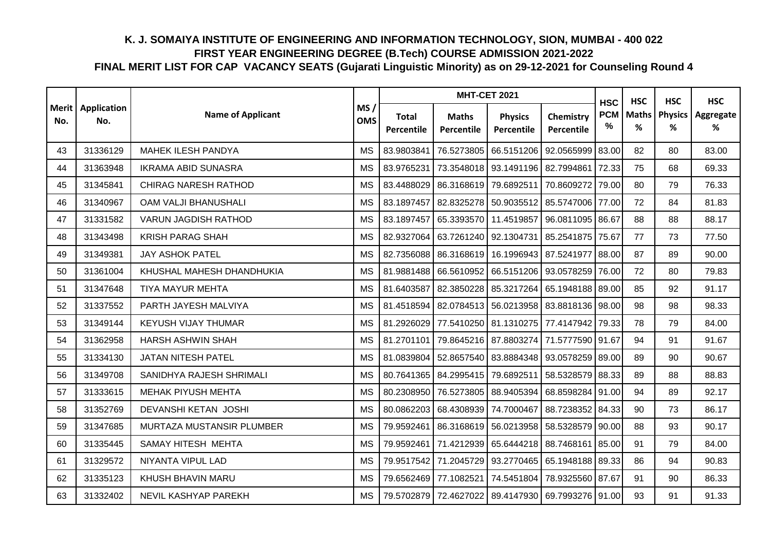# K. J. SOMAIYA INSTITUTE OF ENGINEERING AND INFORMATION TECHNOLOGY, SION, MUMBAI - 400 022

## FIRST YEAR ENGINEERING DEGREE (B.Tech) COURSE ADMISSION 2021-2022

## FINAL MERIT LIST FOR CAP VACANCY SEATS (Gujarati Linguistic Minority) as on 29-12-2021 for Counseling Round 4

| Merit No. | Application No. | Name of Applicant | MS / OMS | MHT-CET 2021 | | | | HSC PCM % | HSC Maths % | HSC Physics % | HSC Aggregate % |
|---|---|---|---|---|---|---|---|---|---|---|---|
| | | | | Total Percentile | Maths Percentile | Physics Percentile | Chemistry Percentile | | | | |
| 43 | 31336129 | MAHEK ILESH PANDYA | MS | 83.9803841 | 76.5273805 | 66.5151206 | 92.0565999 | 83.00 | 82 | 80 | 83.00 |
| 44 | 31363948 | IKRAMA ABID SUNASRA | MS | 83.9765231 | 73.3548018 | 93.1491196 | 82.7994861 | 72.33 | 75 | 68 | 69.33 |
| 45 | 31345841 | CHIRAG NARESH RATHOD | MS | 83.4488029 | 86.3168619 | 79.6892511 | 70.8609272 | 79.00 | 80 | 79 | 76.33 |
| 46 | 31340967 | OAM VALJI BHANUSHALI | MS | 83.1897457 | 82.8325278 | 50.9035512 | 85.5747006 | 77.00 | 72 | 84 | 81.83 |
| 47 | 31331582 | VARUN JAGDISH RATHOD | MS | 83.1897457 | 65.3393570 | 11.4519857 | 96.0811095 | 86.67 | 88 | 88 | 88.17 |
| 48 | 31343498 | KRISH PARAG SHAH | MS | 82.9327064 | 63.7261240 | 92.1304731 | 85.2541875 | 75.67 | 77 | 73 | 77.50 |
| 49 | 31349381 | JAY ASHOK PATEL | MS | 82.7356088 | 86.3168619 | 16.1996943 | 87.5241977 | 88.00 | 87 | 89 | 90.00 |
| 50 | 31361004 | KHUSHAL MAHESH DHANDHUKIA | MS | 81.9881488 | 66.5610952 | 66.5151206 | 93.0578259 | 76.00 | 72 | 80 | 79.83 |
| 51 | 31347648 | TIYA MAYUR MEHTA | MS | 81.6403587 | 82.3850228 | 85.3217264 | 65.1948188 | 89.00 | 85 | 92 | 91.17 |
| 52 | 31337552 | PARTH JAYESH MALVIYA | MS | 81.4518594 | 82.0784513 | 56.0213958 | 83.8818136 | 98.00 | 98 | 98 | 98.33 |
| 53 | 31349144 | KEYUSH VIJAY THUMAR | MS | 81.2926029 | 77.5410250 | 81.1310275 | 77.4147942 | 79.33 | 78 | 79 | 84.00 |
| 54 | 31362958 | HARSH ASHWIN SHAH | MS | 81.2701101 | 79.8645216 | 87.8803274 | 71.5777590 | 91.67 | 94 | 91 | 91.67 |
| 55 | 31334130 | JATAN NITESH PATEL | MS | 81.0839804 | 52.8657540 | 83.8884348 | 93.0578259 | 89.00 | 89 | 90 | 90.67 |
| 56 | 31349708 | SANIDHYA RAJESH SHRIMALI | MS | 80.7641365 | 84.2995415 | 79.6892511 | 58.5328579 | 88.33 | 89 | 88 | 88.83 |
| 57 | 31333615 | MEHAK PIYUSH MEHTA | MS | 80.2308950 | 76.5273805 | 88.9405394 | 68.8598284 | 91.00 | 94 | 89 | 92.17 |
| 58 | 31352769 | DEVANSHI KETAN JOSHI | MS | 80.0862203 | 68.4308939 | 74.7000467 | 88.7238352 | 84.33 | 90 | 73 | 86.17 |
| 59 | 31347685 | MURTAZA MUSTANSIR PLUMBER | MS | 79.9592461 | 86.3168619 | 56.0213958 | 58.5328579 | 90.00 | 88 | 93 | 90.17 |
| 60 | 31335445 | SAMAY HITESH MEHTA | MS | 79.9592461 | 71.4212939 | 65.6444218 | 88.7468161 | 85.00 | 91 | 79 | 84.00 |
| 61 | 31329572 | NIYANTA VIPUL LAD | MS | 79.9517542 | 71.2045729 | 93.2770465 | 65.1948188 | 89.33 | 86 | 94 | 90.83 |
| 62 | 31335123 | KHUSH BHAVIN MARU | MS | 79.6562469 | 77.1082521 | 74.5451804 | 78.9325560 | 87.67 | 91 | 90 | 86.33 |
| 63 | 31332402 | NEVIL KASHYAP PAREKH | MS | 79.5702879 | 72.4627022 | 89.4147930 | 69.7993276 | 91.00 | 93 | 91 | 91.33 |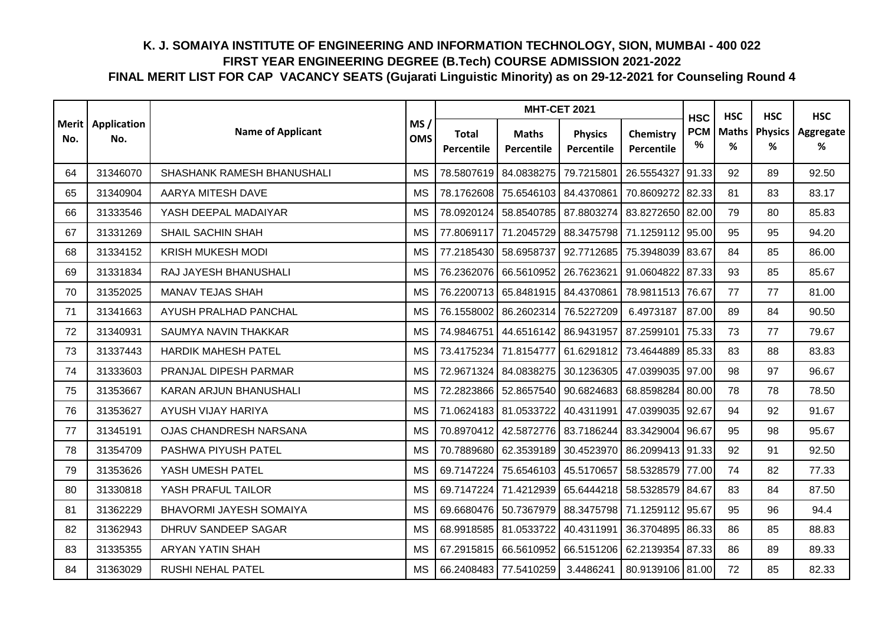**K. J. SOMAIYA INSTITUTE OF ENGINEERING AND INFORMATION TECHNOLOGY, SION, MUMBAI - 400 022**

**FIRST YEAR ENGINEERING DEGREE (B.Tech) COURSE ADMISSION 2021-2022**

**FINAL MERIT LIST FOR CAP VACANCY SEATS (Gujarati Linguistic Minority) as on 29-12-2021 for Counseling Round 4**

| Merit No. | Application No. | Name of Applicant | MS / OMS | MHT-CET 2021 | | | | HSC PCM % | HSC Maths % | HSC Physics % | HSC Aggregate % |
|---|---|---|---|---|---|---|---|---|---|---|---|
| | | | | Total Percentile | Maths Percentile | Physics Percentile | Chemistry Percentile | | | | |
| 64 | 31346070 | SHASHANK RAMESH BHANUSHALI | MS | 78.5807619 | 84.0838275 | 79.7215801 | 26.5554327 | 91.33 | 92 | 89 | 92.50 |
| 65 | 31340904 | AARYA MITESH DAVE | MS | 78.1762608 | 75.6546103 | 84.4370861 | 70.8609272 | 82.33 | 81 | 83 | 83.17 |
| 66 | 31333546 | YASH DEEPAL MADAIYAR | MS | 78.0920124 | 58.8540785 | 87.8803274 | 83.8272650 | 82.00 | 79 | 80 | 85.83 |
| 67 | 31331269 | SHAIL SACHIN SHAH | MS | 77.8069117 | 71.2045729 | 88.3475798 | 71.1259112 | 95.00 | 95 | 95 | 94.20 |
| 68 | 31334152 | KRISH MUKESH MODI | MS | 77.2185430 | 58.6958737 | 92.7712685 | 75.3948039 | 83.67 | 84 | 85 | 86.00 |
| 69 | 31331834 | RAJ JAYESH BHANUSHALI | MS | 76.2362076 | 66.5610952 | 26.7623621 | 91.0604822 | 87.33 | 93 | 85 | 85.67 |
| 70 | 31352025 | MANAV TEJAS SHAH | MS | 76.2200713 | 65.8481915 | 84.4370861 | 78.9811513 | 76.67 | 77 | 77 | 81.00 |
| 71 | 31341663 | AYUSH PRALHAD PANCHAL | MS | 76.1558002 | 86.2602314 | 76.5227209 | 6.4973187 | 87.00 | 89 | 84 | 90.50 |
| 72 | 31340931 | SAUMYA NAVIN THAKKAR | MS | 74.9846751 | 44.6516142 | 86.9431957 | 87.2599101 | 75.33 | 73 | 77 | 79.67 |
| 73 | 31337443 | HARDIK MAHESH PATEL | MS | 73.4175234 | 71.8154777 | 61.6291812 | 73.4644889 | 85.33 | 83 | 88 | 83.83 |
| 74 | 31333603 | PRANJAL DIPESH PARMAR | MS | 72.9671324 | 84.0838275 | 30.1236305 | 47.0399035 | 97.00 | 98 | 97 | 96.67 |
| 75 | 31353667 | KARAN ARJUN BHANUSHALI | MS | 72.2823866 | 52.8657540 | 90.6824683 | 68.8598284 | 80.00 | 78 | 78 | 78.50 |
| 76 | 31353627 | AYUSH VIJAY HARIYA | MS | 71.0624183 | 81.0533722 | 40.4311991 | 47.0399035 | 92.67 | 94 | 92 | 91.67 |
| 77 | 31345191 | OJAS CHANDRESH NARSANA | MS | 70.8970412 | 42.5872776 | 83.7186244 | 83.3429004 | 96.67 | 95 | 98 | 95.67 |
| 78 | 31354709 | PASHWA PIYUSH PATEL | MS | 70.7889680 | 62.3539189 | 30.4523970 | 86.2099413 | 91.33 | 92 | 91 | 92.50 |
| 79 | 31353626 | YASH UMESH PATEL | MS | 69.7147224 | 75.6546103 | 45.5170657 | 58.5328579 | 77.00 | 74 | 82 | 77.33 |
| 80 | 31330818 | YASH PRAFUL TAILOR | MS | 69.7147224 | 71.4212939 | 65.6444218 | 58.5328579 | 84.67 | 83 | 84 | 87.50 |
| 81 | 31362229 | BHAVORMI JAYESH SOMAIYA | MS | 69.6680476 | 50.7367979 | 88.3475798 | 71.1259112 | 95.67 | 95 | 96 | 94.4 |
| 82 | 31362943 | DHRUV SANDEEP SAGAR | MS | 68.9918585 | 81.0533722 | 40.4311991 | 36.3704895 | 86.33 | 86 | 85 | 88.83 |
| 83 | 31335355 | ARYAN YATIN SHAH | MS | 67.2915815 | 66.5610952 | 66.5151206 | 62.2139354 | 87.33 | 86 | 89 | 89.33 |
| 84 | 31363029 | RUSHI NEHAL PATEL | MS | 66.2408483 | 77.5410259 | 3.4486241 | 80.9139106 | 81.00 | 72 | 85 | 82.33 |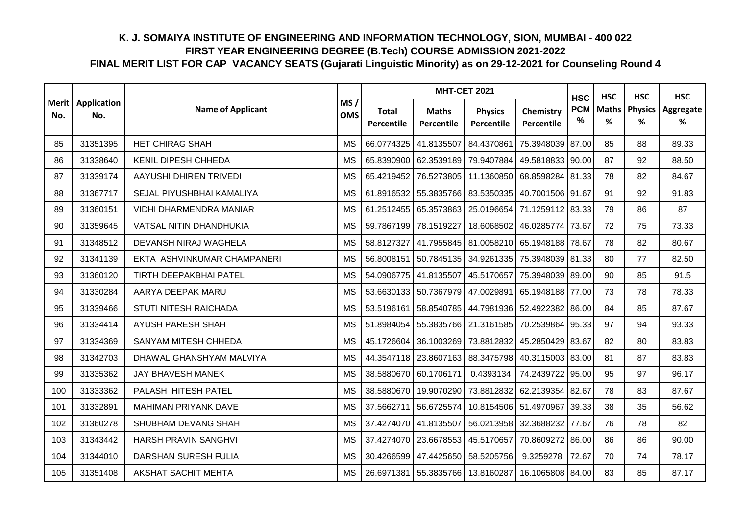# K. J. SOMAIYA INSTITUTE OF ENGINEERING AND INFORMATION TECHNOLOGY, SION, MUMBAI - 400 022
## FIRST YEAR ENGINEERING DEGREE (B.Tech) COURSE ADMISSION 2021-2022
### FINAL MERIT LIST FOR CAP VACANCY SEATS (Gujarati Linguistic Minority) as on 29-12-2021 for Counseling Round 4

| Merit No. | Application No. | Name of Applicant | MS / OMS | MHT-CET 2021 | | | | HSC PCM % | HSC Maths % | HSC Physics % | HSC Aggregate % |
|---|---|---|---|---|---|---|---|---|---|---|---|
| | | | | Total Percentile | Maths Percentile | Physics Percentile | Chemistry Percentile | | | | |
| 85 | 31351395 | HET CHIRAG SHAH | MS | 66.0774325 | 41.8135507 | 84.4370861 | 75.3948039 | 87.00 | 85 | 88 | 89.33 |
| 86 | 31338640 | KENIL DIPESH CHHEDA | MS | 65.8390900 | 62.3539189 | 79.9407884 | 49.5818833 | 90.00 | 87 | 92 | 88.50 |
| 87 | 31339174 | AAYUSHI DHIREN TRIVEDI | MS | 65.4219452 | 76.5273805 | 11.1360850 | 68.8598284 | 81.33 | 78 | 82 | 84.67 |
| 88 | 31367717 | SEJAL PIYUSHBHAI KAMALIYA | MS | 61.8916532 | 55.3835766 | 83.5350335 | 40.7001506 | 91.67 | 91 | 92 | 91.83 |
| 89 | 31360151 | VIDHI DHARMENDRA MANIAR | MS | 61.2512455 | 65.3573863 | 25.0196654 | 71.1259112 | 83.33 | 79 | 86 | 87 |
| 90 | 31359645 | VATSAL NITIN DHANDHUKIA | MS | 59.7867199 | 78.1519227 | 18.6068502 | 46.0285774 | 73.67 | 72 | 75 | 73.33 |
| 91 | 31348512 | DEVANSH NIRAJ WAGHELA | MS | 58.8127327 | 41.7955845 | 81.0058210 | 65.1948188 | 78.67 | 78 | 82 | 80.67 |
| 92 | 31341139 | EKTA ASHVINKUMAR CHAMPANERI | MS | 56.8008151 | 50.7845135 | 34.9261335 | 75.3948039 | 81.33 | 80 | 77 | 82.50 |
| 93 | 31360120 | TIRTH DEEPAKBHAI PATEL | MS | 54.0906775 | 41.8135507 | 45.5170657 | 75.3948039 | 89.00 | 90 | 85 | 91.5 |
| 94 | 31330284 | AARYA DEEPAK MARU | MS | 53.6630133 | 50.7367979 | 47.0029891 | 65.1948188 | 77.00 | 73 | 78 | 78.33 |
| 95 | 31339466 | STUTI NITESH RAICHADA | MS | 53.5196161 | 58.8540785 | 44.7981936 | 52.4922382 | 86.00 | 84 | 85 | 87.67 |
| 96 | 31334414 | AYUSH PARESH SHAH | MS | 51.8984054 | 55.3835766 | 21.3161585 | 70.2539864 | 95.33 | 97 | 94 | 93.33 |
| 97 | 31334369 | SANYAM MITESH CHHEDA | MS | 45.1726604 | 36.1003269 | 73.8812832 | 45.2850429 | 83.67 | 82 | 80 | 83.83 |
| 98 | 31342703 | DHAWAL GHANSHYAM MALVIYA | MS | 44.3547118 | 23.8607163 | 88.3475798 | 40.3115003 | 83.00 | 81 | 87 | 83.83 |
| 99 | 31335362 | JAY BHAVESH MANEK | MS | 38.5880670 | 60.1706171 | 0.4393134 | 74.2439722 | 95.00 | 95 | 97 | 96.17 |
| 100 | 31333362 | PALASH HITESH PATEL | MS | 38.5880670 | 19.9070290 | 73.8812832 | 62.2139354 | 82.67 | 78 | 83 | 87.67 |
| 101 | 31332891 | MAHIMAN PRIYANK DAVE | MS | 37.5662711 | 56.6725574 | 10.8154506 | 51.4970967 | 39.33 | 38 | 35 | 56.62 |
| 102 | 31360278 | SHUBHAM DEVANG SHAH | MS | 37.4274070 | 41.8135507 | 56.0213958 | 32.3688232 | 77.67 | 76 | 78 | 82 |
| 103 | 31343442 | HARSH PRAVIN SANGHVI | MS | 37.4274070 | 23.6678553 | 45.5170657 | 70.8609272 | 86.00 | 86 | 86 | 90.00 |
| 104 | 31344010 | DARSHAN SURESH FULIA | MS | 30.4266599 | 47.4425650 | 58.5205756 | 9.3259278 | 72.67 | 70 | 74 | 78.17 |
| 105 | 31351408 | AKSHAT SACHIT MEHTA | MS | 26.6971381 | 55.3835766 | 13.8160287 | 16.1065808 | 84.00 | 83 | 85 | 87.17 |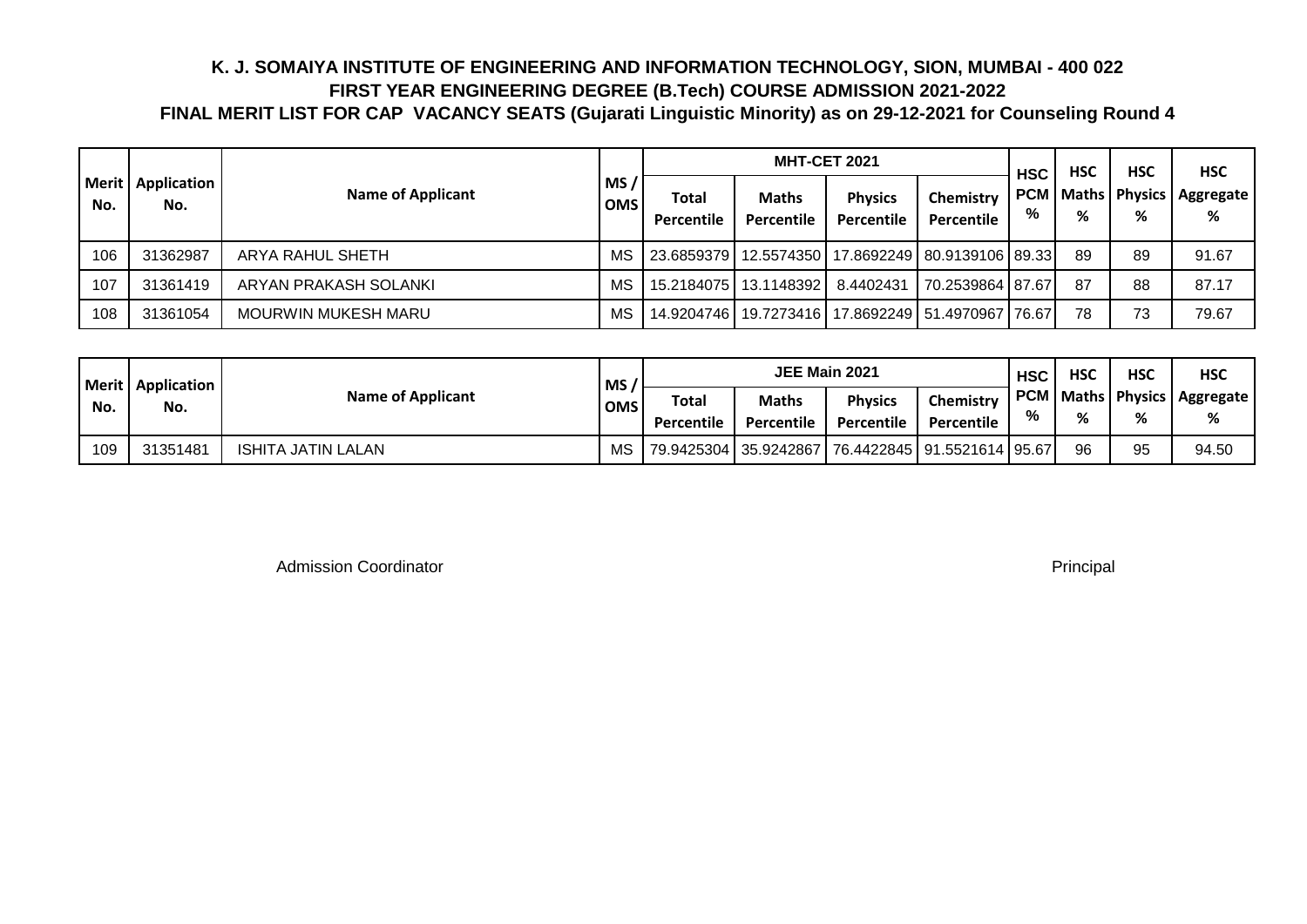**K. J. SOMAIYA INSTITUTE OF ENGINEERING AND INFORMATION TECHNOLOGY, SION, MUMBAI - 400 022**

**FIRST YEAR ENGINEERING DEGREE (B.Tech) COURSE ADMISSION 2021-2022**

**FINAL MERIT LIST FOR CAP VACANCY SEATS (Gujarati Linguistic Minority) as on 29-12-2021 for Counseling Round 4**

| Merit No. | Application No. | Name of Applicant | MS / OMS | MHT-CET 2021 | | | | HSC PCM % | HSC Maths % | HSC Physics % | HSC Aggregate % |
|---|---|---|---|---|---|---|---|---|---|---|---|
| | | | | Total Percentile | Maths Percentile | Physics Percentile | Chemistry Percentile | | | | |
| 106 | 31362987 | ARYA RAHUL SHETH | MS | 23.6859379 | 12.5574350 | 17.8692249 | 80.9139106 | 89.33 | 89 | 89 | 91.67 |
| 107 | 31361419 | ARYAN PRAKASH SOLANKI | MS | 15.2184075 | 13.1148392 | 8.4402431 | 70.2539864 | 87.67 | 87 | 88 | 87.17 |
| 108 | 31361054 | MOURWIN MUKESH MARU | MS | 14.9204746 | 19.7273416 | 17.8692249 | 51.4970967 | 76.67 | 78 | 73 | 79.67 |

| Merit No. | Application No. | Name of Applicant | MS / OMS | JEE Main 2021 | | | | HSC PCM % | HSC Maths % | HSC Physics % | HSC Aggregate % |
|---|---|---|---|---|---|---|---|---|---|---|---|
| | | | | Total Percentile | Maths Percentile | Physics Percentile | Chemistry Percentile | | | | |
| 109 | 31351481 | ISHITA JATIN LALAN | MS | 79.9425304 | 35.9242867 | 76.4422845 | 91.5521614 | 95.67 | 96 | 95 | 94.50 |

Admission Coordinator

Principal